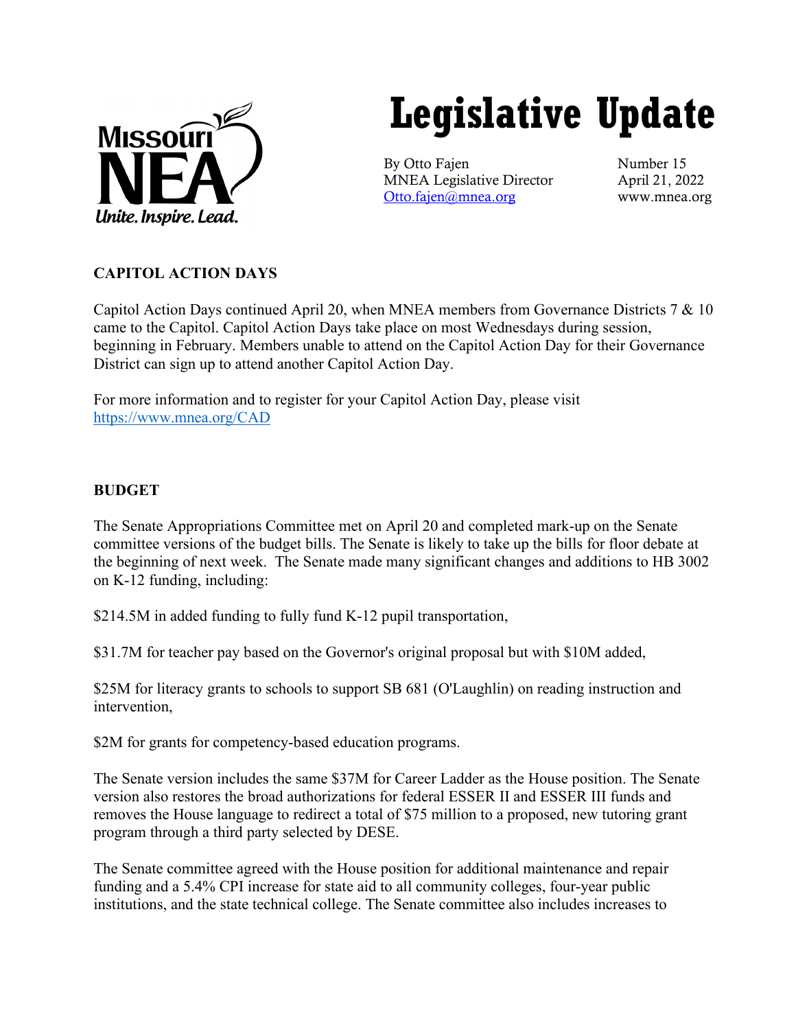Missouri NEA
Unite. Inspire. Lead.

# Legislative Update

By Otto Fajen
MNEA Legislative Director
[Otto.fajen@mnea.org](mailto:Otto.fajen@mnea.org)

Number 15
April 21, 2022
www.mnea.org

## CAPITOL ACTION DAYS

Capitol Action Days continued April 20, when MNEA members from Governance Districts 7 & 10 came to the Capitol. Capitol Action Days take place on most Wednesdays during session, beginning in February. Members unable to attend on the Capitol Action Day for their Governance District can sign up to attend another Capitol Action Day.

For more information and to register for your Capitol Action Day, please visit [https://www.mnea.org/CAD](https://www.mnea.org/CAD)

## BUDGET

The Senate Appropriations Committee met on April 20 and completed mark-up on the Senate committee versions of the budget bills. The Senate is likely to take up the bills for floor debate at the beginning of next week. The Senate made many significant changes and additions to HB 3002 on K-12 funding, including:

$214.5M in added funding to fully fund K-12 pupil transportation,

$31.7M for teacher pay based on the Governor's original proposal but with $10M added,

$25M for literacy grants to schools to support SB 681 (O'Laughlin) on reading instruction and intervention,

$2M for grants for competency-based education programs.

The Senate version includes the same $37M for Career Ladder as the House position. The Senate version also restores the broad authorizations for federal ESSER II and ESSER III funds and removes the House language to redirect a total of $75 million to a proposed, new tutoring grant program through a third party selected by DESE.

The Senate committee agreed with the House position for additional maintenance and repair funding and a 5.4% CPI increase for state aid to all community colleges, four-year public institutions, and the state technical college. The Senate committee also includes increases to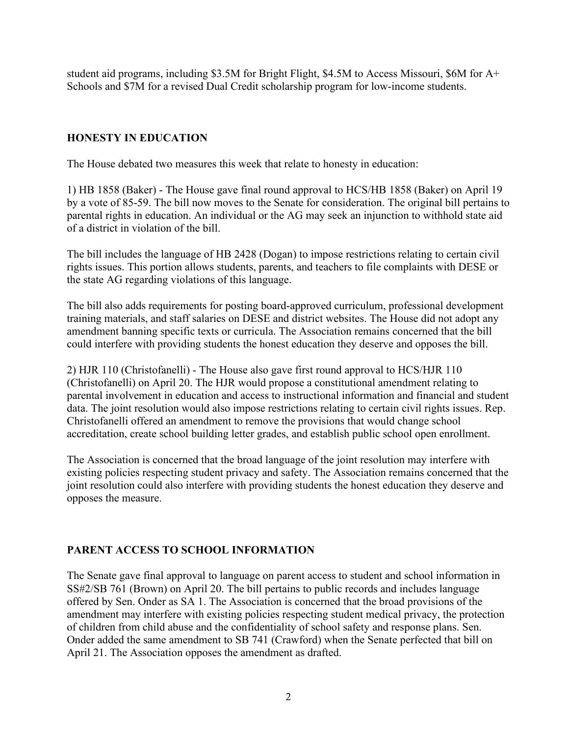student aid programs, including $3.5M for Bright Flight, $4.5M to Access Missouri, $6M for A+ Schools and $7M for a revised Dual Credit scholarship program for low-income students.

## HONESTY IN EDUCATION

The House debated two measures this week that relate to honesty in education:

1) HB 1858 (Baker) - The House gave final round approval to HCS/HB 1858 (Baker) on April 19 by a vote of 85-59. The bill now moves to the Senate for consideration. The original bill pertains to parental rights in education. An individual or the AG may seek an injunction to withhold state aid of a district in violation of the bill.

The bill includes the language of HB 2428 (Dogan) to impose restrictions relating to certain civil rights issues. This portion allows students, parents, and teachers to file complaints with DESE or the state AG regarding violations of this language.

The bill also adds requirements for posting board-approved curriculum, professional development training materials, and staff salaries on DESE and district websites. The House did not adopt any amendment banning specific texts or curricula. The Association remains concerned that the bill could interfere with providing students the honest education they deserve and opposes the bill.

2) HJR 110 (Christofanelli) - The House also gave first round approval to HCS/HJR 110 (Christofanelli) on April 20. The HJR would propose a constitutional amendment relating to parental involvement in education and access to instructional information and financial and student data. The joint resolution would also impose restrictions relating to certain civil rights issues. Rep. Christofanelli offered an amendment to remove the provisions that would change school accreditation, create school building letter grades, and establish public school open enrollment.

The Association is concerned that the broad language of the joint resolution may interfere with existing policies respecting student privacy and safety. The Association remains concerned that the joint resolution could also interfere with providing students the honest education they deserve and opposes the measure.

## PARENT ACCESS TO SCHOOL INFORMATION

The Senate gave final approval to language on parent access to student and school information in SS#2/SB 761 (Brown) on April 20. The bill pertains to public records and includes language offered by Sen. Onder as SA 1. The Association is concerned that the broad provisions of the amendment may interfere with existing policies respecting student medical privacy, the protection of children from child abuse and the confidentiality of school safety and response plans. Sen. Onder added the same amendment to SB 741 (Crawford) when the Senate perfected that bill on April 21. The Association opposes the amendment as drafted.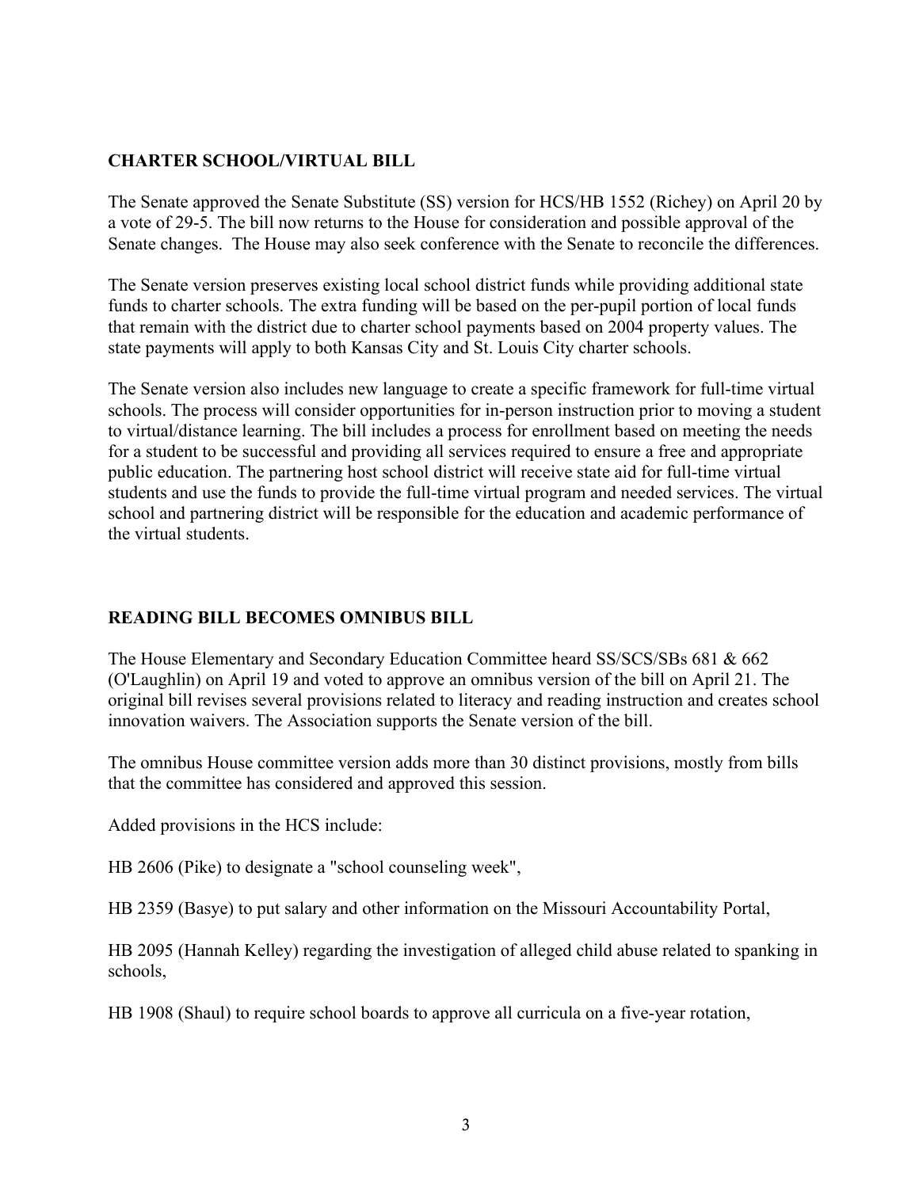## CHARTER SCHOOL/VIRTUAL BILL

The Senate approved the Senate Substitute (SS) version for HCS/HB 1552 (Richey) on April 20 by a vote of 29-5. The bill now returns to the House for consideration and possible approval of the Senate changes. The House may also seek conference with the Senate to reconcile the differences.

The Senate version preserves existing local school district funds while providing additional state funds to charter schools. The extra funding will be based on the per-pupil portion of local funds that remain with the district due to charter school payments based on 2004 property values. The state payments will apply to both Kansas City and St. Louis City charter schools.

The Senate version also includes new language to create a specific framework for full-time virtual schools. The process will consider opportunities for in-person instruction prior to moving a student to virtual/distance learning. The bill includes a process for enrollment based on meeting the needs for a student to be successful and providing all services required to ensure a free and appropriate public education. The partnering host school district will receive state aid for full-time virtual students and use the funds to provide the full-time virtual program and needed services. The virtual school and partnering district will be responsible for the education and academic performance of the virtual students.

## READING BILL BECOMES OMNIBUS BILL

The House Elementary and Secondary Education Committee heard SS/SCS/SBs 681 & 662 (O'Laughlin) on April 19 and voted to approve an omnibus version of the bill on April 21. The original bill revises several provisions related to literacy and reading instruction and creates school innovation waivers. The Association supports the Senate version of the bill.

The omnibus House committee version adds more than 30 distinct provisions, mostly from bills that the committee has considered and approved this session.

Added provisions in the HCS include:

HB 2606 (Pike) to designate a "school counseling week",

HB 2359 (Basye) to put salary and other information on the Missouri Accountability Portal,

HB 2095 (Hannah Kelley) regarding the investigation of alleged child abuse related to spanking in schools,

HB 1908 (Shaul) to require school boards to approve all curricula on a five-year rotation,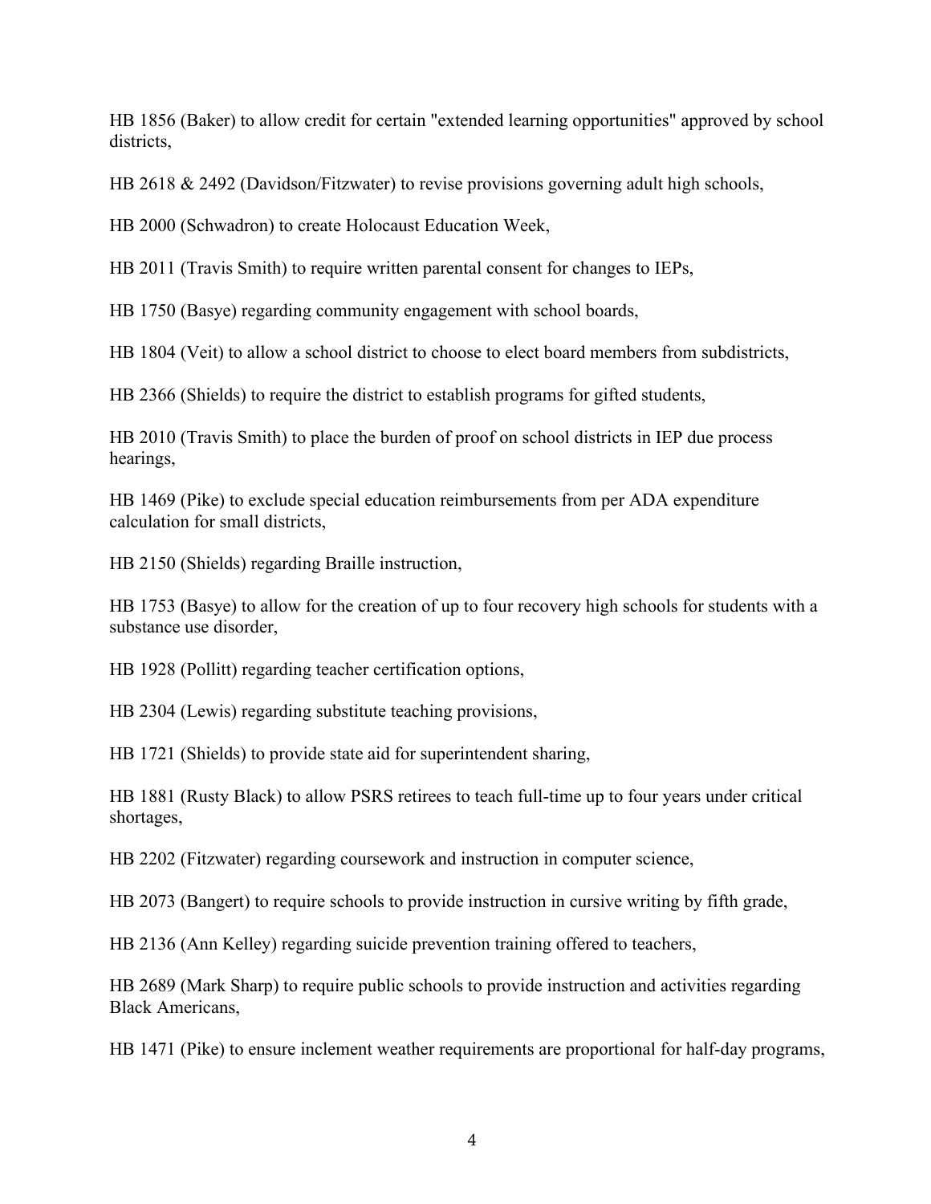HB 1856 (Baker) to allow credit for certain "extended learning opportunities" approved by school districts,

HB 2618 & 2492 (Davidson/Fitzwater) to revise provisions governing adult high schools,

HB 2000 (Schwadron) to create Holocaust Education Week,

HB 2011 (Travis Smith) to require written parental consent for changes to IEPs,

HB 1750 (Basye) regarding community engagement with school boards,

HB 1804 (Veit) to allow a school district to choose to elect board members from subdistricts,

HB 2366 (Shields) to require the district to establish programs for gifted students,

HB 2010 (Travis Smith) to place the burden of proof on school districts in IEP due process hearings,

HB 1469 (Pike) to exclude special education reimbursements from per ADA expenditure calculation for small districts,

HB 2150 (Shields) regarding Braille instruction,

HB 1753 (Basye) to allow for the creation of up to four recovery high schools for students with a substance use disorder,

HB 1928 (Pollitt) regarding teacher certification options,

HB 2304 (Lewis) regarding substitute teaching provisions,

HB 1721 (Shields) to provide state aid for superintendent sharing,

HB 1881 (Rusty Black) to allow PSRS retirees to teach full-time up to four years under critical shortages,

HB 2202 (Fitzwater) regarding coursework and instruction in computer science,

HB 2073 (Bangert) to require schools to provide instruction in cursive writing by fifth grade,

HB 2136 (Ann Kelley) regarding suicide prevention training offered to teachers,

HB 2689 (Mark Sharp) to require public schools to provide instruction and activities regarding Black Americans,

HB 1471 (Pike) to ensure inclement weather requirements are proportional for half-day programs,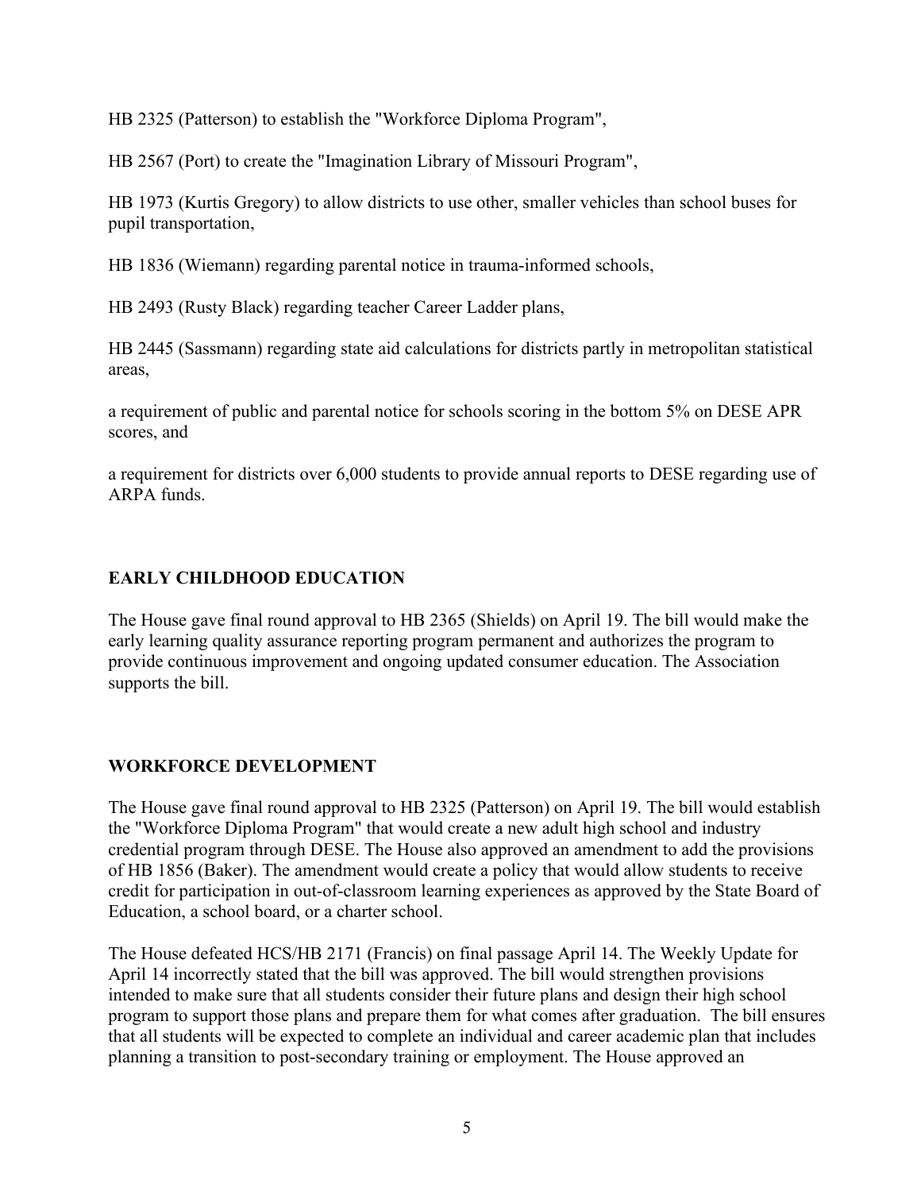HB 2325 (Patterson) to establish the "Workforce Diploma Program",

HB 2567 (Port) to create the "Imagination Library of Missouri Program",

HB 1973 (Kurtis Gregory) to allow districts to use other, smaller vehicles than school buses for pupil transportation,

HB 1836 (Wiemann) regarding parental notice in trauma-informed schools,

HB 2493 (Rusty Black) regarding teacher Career Ladder plans,

HB 2445 (Sassmann) regarding state aid calculations for districts partly in metropolitan statistical areas,

a requirement of public and parental notice for schools scoring in the bottom 5% on DESE APR scores, and

a requirement for districts over 6,000 students to provide annual reports to DESE regarding use of ARPA funds.

## EARLY CHILDHOOD EDUCATION

The House gave final round approval to HB 2365 (Shields) on April 19. The bill would make the early learning quality assurance reporting program permanent and authorizes the program to provide continuous improvement and ongoing updated consumer education. The Association supports the bill.

## WORKFORCE DEVELOPMENT

The House gave final round approval to HB 2325 (Patterson) on April 19. The bill would establish the "Workforce Diploma Program" that would create a new adult high school and industry credential program through DESE. The House also approved an amendment to add the provisions of HB 1856 (Baker). The amendment would create a policy that would allow students to receive credit for participation in out-of-classroom learning experiences as approved by the State Board of Education, a school board, or a charter school.

The House defeated HCS/HB 2171 (Francis) on final passage April 14. The Weekly Update for April 14 incorrectly stated that the bill was approved. The bill would strengthen provisions intended to make sure that all students consider their future plans and design their high school program to support those plans and prepare them for what comes after graduation. The bill ensures that all students will be expected to complete an individual and career academic plan that includes planning a transition to post-secondary training or employment. The House approved an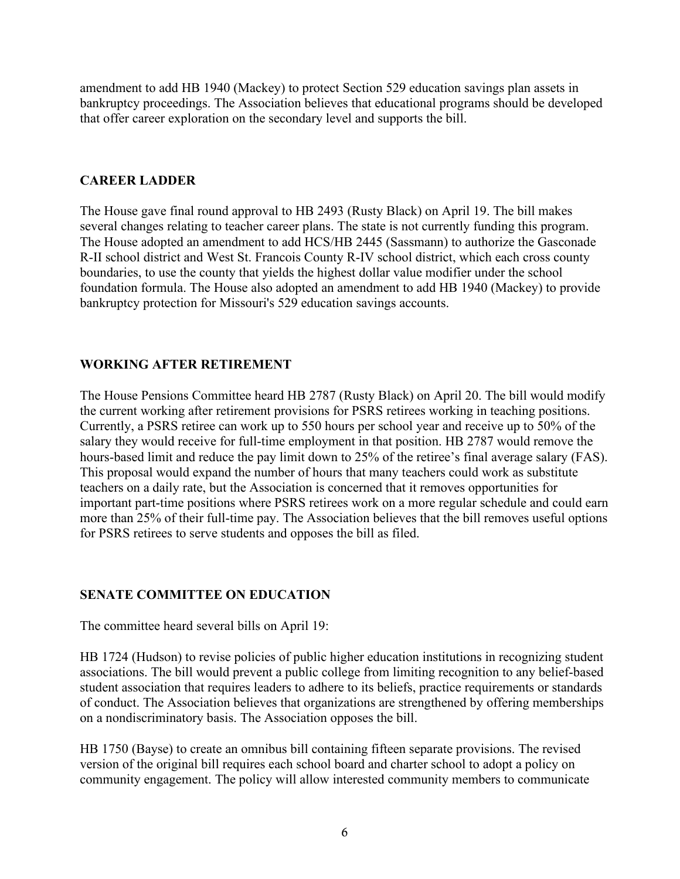amendment to add HB 1940 (Mackey) to protect Section 529 education savings plan assets in bankruptcy proceedings. The Association believes that educational programs should be developed that offer career exploration on the secondary level and supports the bill.

## CAREER LADDER

The House gave final round approval to HB 2493 (Rusty Black) on April 19. The bill makes several changes relating to teacher career plans. The state is not currently funding this program. The House adopted an amendment to add HCS/HB 2445 (Sassmann) to authorize the Gasconade R-II school district and West St. Francois County R-IV school district, which each cross county boundaries, to use the county that yields the highest dollar value modifier under the school foundation formula. The House also adopted an amendment to add HB 1940 (Mackey) to provide bankruptcy protection for Missouri's 529 education savings accounts.

## WORKING AFTER RETIREMENT

The House Pensions Committee heard HB 2787 (Rusty Black) on April 20. The bill would modify the current working after retirement provisions for PSRS retirees working in teaching positions. Currently, a PSRS retiree can work up to 550 hours per school year and receive up to 50% of the salary they would receive for full-time employment in that position. HB 2787 would remove the hours-based limit and reduce the pay limit down to 25% of the retiree's final average salary (FAS). This proposal would expand the number of hours that many teachers could work as substitute teachers on a daily rate, but the Association is concerned that it removes opportunities for important part-time positions where PSRS retirees work on a more regular schedule and could earn more than 25% of their full-time pay. The Association believes that the bill removes useful options for PSRS retirees to serve students and opposes the bill as filed.

## SENATE COMMITTEE ON EDUCATION

The committee heard several bills on April 19:

HB 1724 (Hudson) to revise policies of public higher education institutions in recognizing student associations. The bill would prevent a public college from limiting recognition to any belief-based student association that requires leaders to adhere to its beliefs, practice requirements or standards of conduct. The Association believes that organizations are strengthened by offering memberships on a nondiscriminatory basis. The Association opposes the bill.

HB 1750 (Bayse) to create an omnibus bill containing fifteen separate provisions. The revised version of the original bill requires each school board and charter school to adopt a policy on community engagement. The policy will allow interested community members to communicate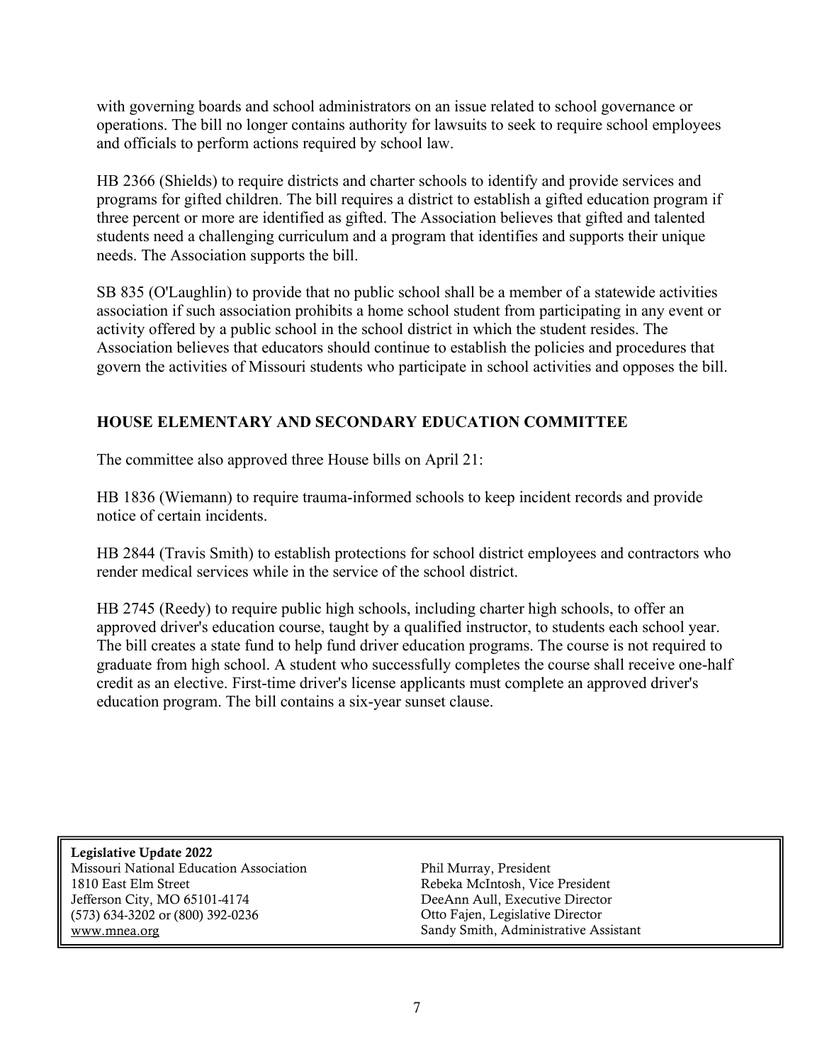with governing boards and school administrators on an issue related to school governance or operations. The bill no longer contains authority for lawsuits to seek to require school employees and officials to perform actions required by school law.

HB 2366 (Shields) to require districts and charter schools to identify and provide services and programs for gifted children. The bill requires a district to establish a gifted education program if three percent or more are identified as gifted. The Association believes that gifted and talented students need a challenging curriculum and a program that identifies and supports their unique needs. The Association supports the bill.

SB 835 (O'Laughlin) to provide that no public school shall be a member of a statewide activities association if such association prohibits a home school student from participating in any event or activity offered by a public school in the school district in which the student resides. The Association believes that educators should continue to establish the policies and procedures that govern the activities of Missouri students who participate in school activities and opposes the bill.

## HOUSE ELEMENTARY AND SECONDARY EDUCATION COMMITTEE

The committee also approved three House bills on April 21:

HB 1836 (Wiemann) to require trauma-informed schools to keep incident records and provide notice of certain incidents.

HB 2844 (Travis Smith) to establish protections for school district employees and contractors who render medical services while in the service of the school district.

HB 2745 (Reedy) to require public high schools, including charter high schools, to offer an approved driver's education course, taught by a qualified instructor, to students each school year. The bill creates a state fund to help fund driver education programs. The course is not required to graduate from high school. A student who successfully completes the course shall receive one-half credit as an elective. First-time driver's license applicants must complete an approved driver's education program. The bill contains a six-year sunset clause.

**Legislative Update 2022**
Missouri National Education Association
1810 East Elm Street
Jefferson City, MO 65101-4174
(573) 634-3202 or (800) 392-0236
www.mnea.org

Phil Murray, President
Rebeka McIntosh, Vice President
DeeAnn Aull, Executive Director
Otto Fajen, Legislative Director
Sandy Smith, Administrative Assistant